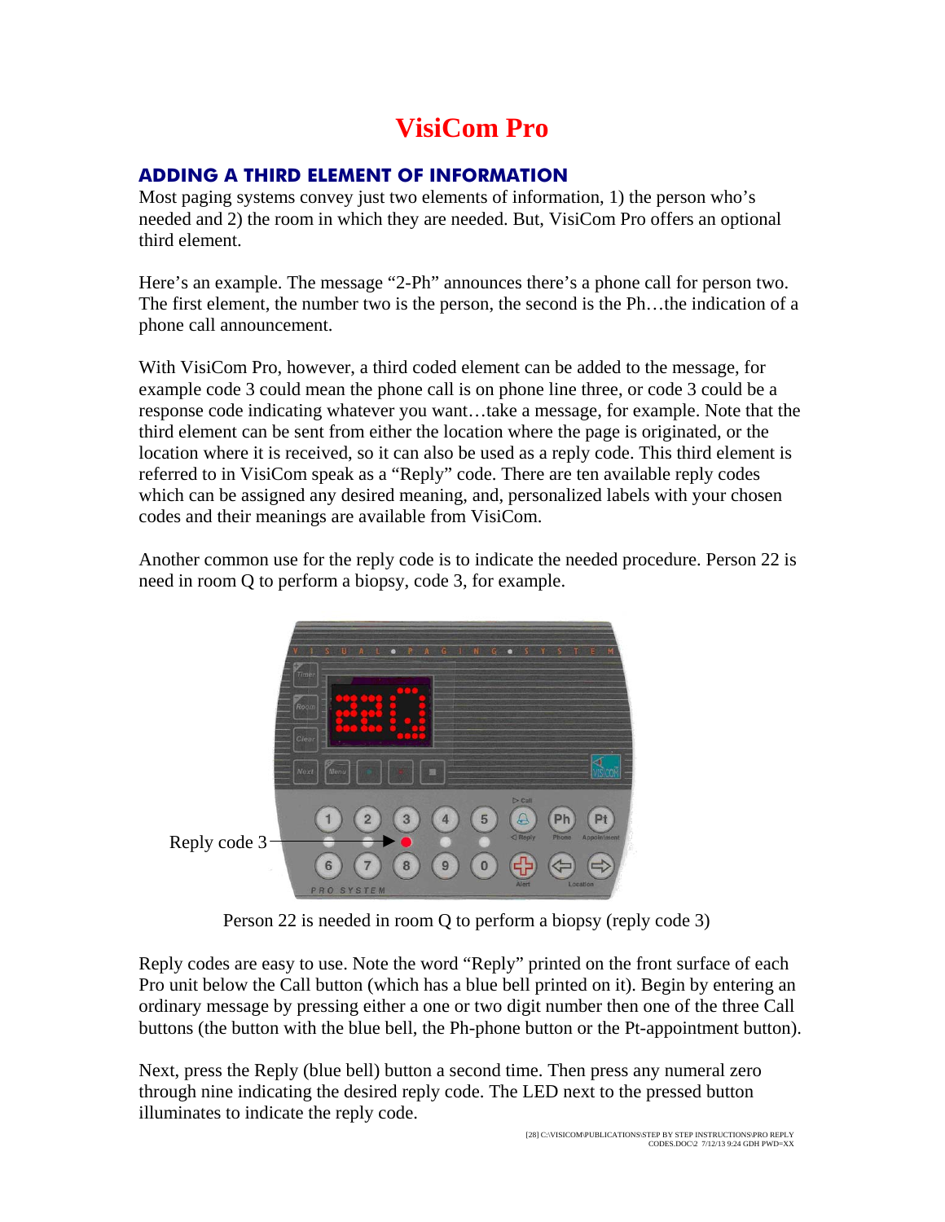# VisiCom Pro

## ADDING A THIRD ELEMENT OF INFORMATION

Most paging systems convey just two elements of information, 1) the person who's needed and 2) the room in which they are needed. But, VisiCom Pro offers an optional third element.

Here's an example. The message "2-Ph" announces there's a phone call for person two. The first element, the number two is the person, the second is the Ph…the indication of a phone call announcement.

With VisiCom Pro, however, a third coded element can be added to the message, for example code 3 could mean the phone call is on phone line three, or code 3 could be a response code indicating whatever you want…take a message, for example. Note that the third element can be sent from either the location where the page is originated, or the location where it is received, so it can also be used as a reply code. This third element is referred to in VisiCom speak as a "Reply" code. There are ten available reply codes which can be assigned any desired meaning, and, personalized labels with your chosen codes and their meanings are available from VisiCom.

Another common use for the reply code is to indicate the needed procedure. Person 22 is need in room Q to perform a biopsy, code 3, for example.

Reply code 3

Person 22 is needed in room Q to perform a biopsy (reply code 3)

Reply codes are easy to use. Note the word "Reply" printed on the front surface of each Pro unit below the Call button (which has a blue bell printed on it). Begin by entering an ordinary message by pressing either a one or two digit number then one of the three Call buttons (the button with the blue bell, the Ph-phone button or the Pt-appointment button).

Next, press the Reply (blue bell) button a second time. Then press any numeral zero through nine indicating the desired reply code. The LED next to the pressed button illuminates to indicate the reply code.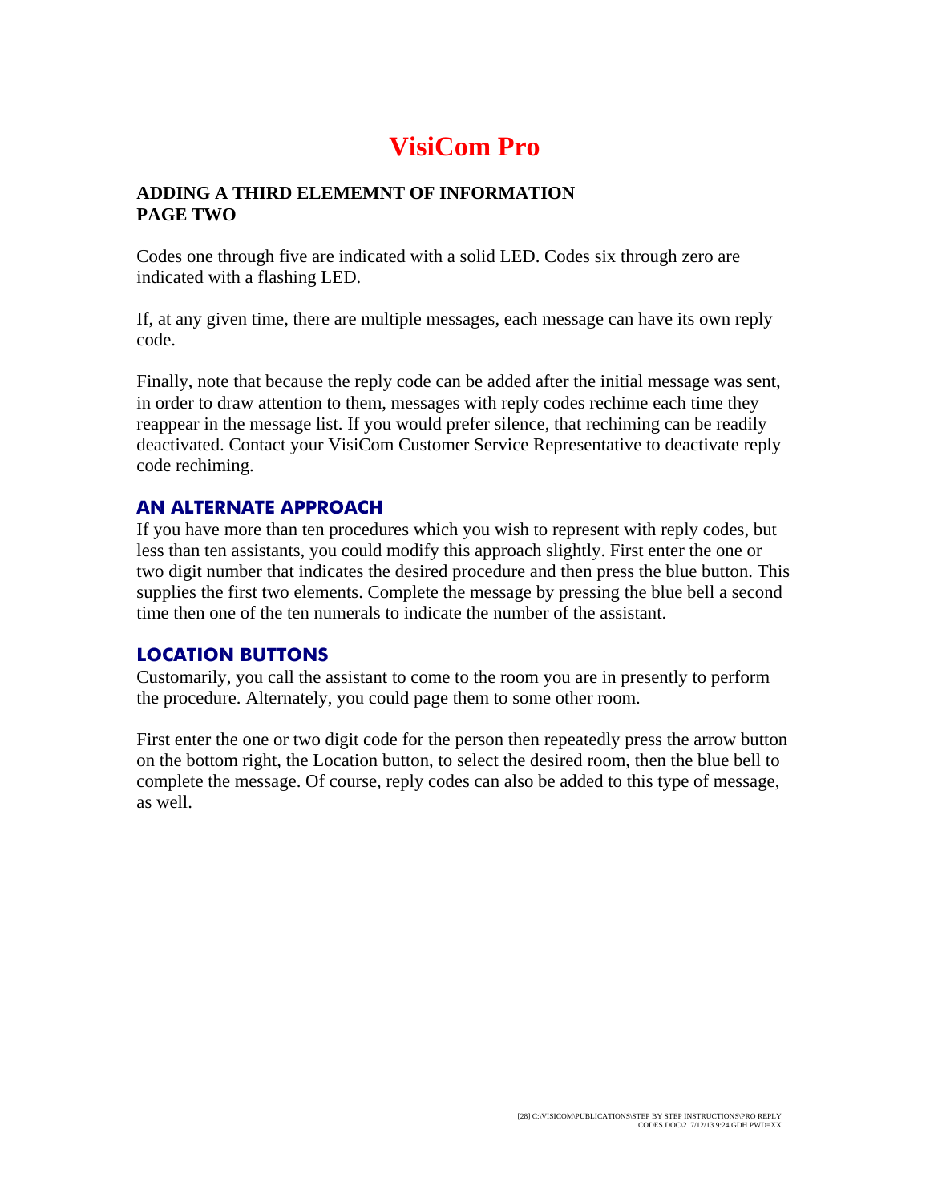# VisiCom Pro

**ADDING A THIRD ELEMEMNT OF INFORMATION**
**PAGE TWO**

Codes one through five are indicated with a solid LED. Codes six through zero are indicated with a flashing LED.

If, at any given time, there are multiple messages, each message can have its own reply code.

Finally, note that because the reply code can be added after the initial message was sent, in order to draw attention to them, messages with reply codes rechime each time they reappear in the message list. If you would prefer silence, that rechiming can be readily deactivated. Contact your VisiCom Customer Service Representative to deactivate reply code rechiming.

## AN ALTERNATE APPROACH

If you have more than ten procedures which you wish to represent with reply codes, but less than ten assistants, you could modify this approach slightly. First enter the one or two digit number that indicates the desired procedure and then press the blue button. This supplies the first two elements. Complete the message by pressing the blue bell a second time then one of the ten numerals to indicate the number of the assistant.

## LOCATION BUTTONS

Customarily, you call the assistant to come to the room you are in presently to perform the procedure. Alternately, you could page them to some other room.

First enter the one or two digit code for the person then repeatedly press the arrow button on the bottom right, the Location button, to select the desired room, then the blue bell to complete the message. Of course, reply codes can also be added to this type of message, as well.